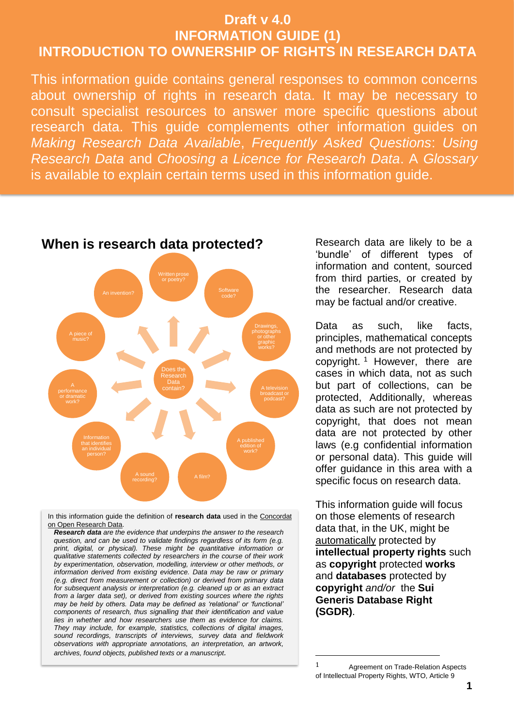# Draft v 4.0
# INFORMATION GUIDE (1)
# INTRODUCTION TO OWNERSHIP OF RIGHTS IN RESEARCH DATA

This information guide contains general responses to common concerns about ownership of rights in research data. It may be necessary to consult specialist resources to answer more specific questions about research data. This guide complements other information guides on *Making Research Data Available*, *Frequently Asked Questions*: *Using Research Data* and *Choosing a Licence for Research Data*. A *Glossary* is available to explain certain terms used in this information guide.

## When is research data protected?

Does the Research Data contain?

- Written prose or poetry?
- Software code?
- Drawings, photographs or other graphic works?
- A television broadcast or podcast?
- A published edition of work?
- A film?
- A sound recording?
- Information that identifies an individual person?
- A performance or dramatic work?
- A piece of music?
- An invention?

In this information guide the definition of **research data** used in the Concordat on Open Research Data.

***Research data*** *are the evidence that underpins the answer to the research question, and can be used to validate findings regardless of its form (e.g. print, digital, or physical). These might be quantitative information or qualitative statements collected by researchers in the course of their work by experimentation, observation, modelling, interview or other methods, or information derived from existing evidence. Data may be raw or primary (e.g. direct from measurement or collection) or derived from primary data for subsequent analysis or interpretation (e.g. cleaned up or as an extract from a larger data set), or derived from existing sources where the rights may be held by others. Data may be defined as 'relational' or 'functional' components of research, thus signalling that their identification and value lies in whether and how researchers use them as evidence for claims. They may include, for example, statistics, collections of digital images, sound recordings, transcripts of interviews, survey data and fieldwork observations with appropriate annotations, an interpretation, an artwork, archives, found objects, published texts or a manuscript.*

Research data are likely to be a 'bundle' of different types of information and content, sourced from third parties, or created by the researcher. Research data may be factual and/or creative.

Data as such, like facts, principles, mathematical concepts and methods are not protected by copyright.[1] However, there are cases in which data, not as such but part of collections, can be protected, Additionally, whereas data as such are not protected by copyright, that does not mean data are not protected by other laws (e.g confidential information or personal data). This guide will offer guidance in this area with a specific focus on research data.

This information guide will focus on those elements of research data that, in the UK, might be automatically protected by **intellectual property rights** such as **copyright** protected **works** and **databases** protected by **copyright** *and/or* the **Sui Generis Database Right (SGDR)**.

[1] Agreement on Trade-Relation Aspects of Intellectual Property Rights, WTO, Article 9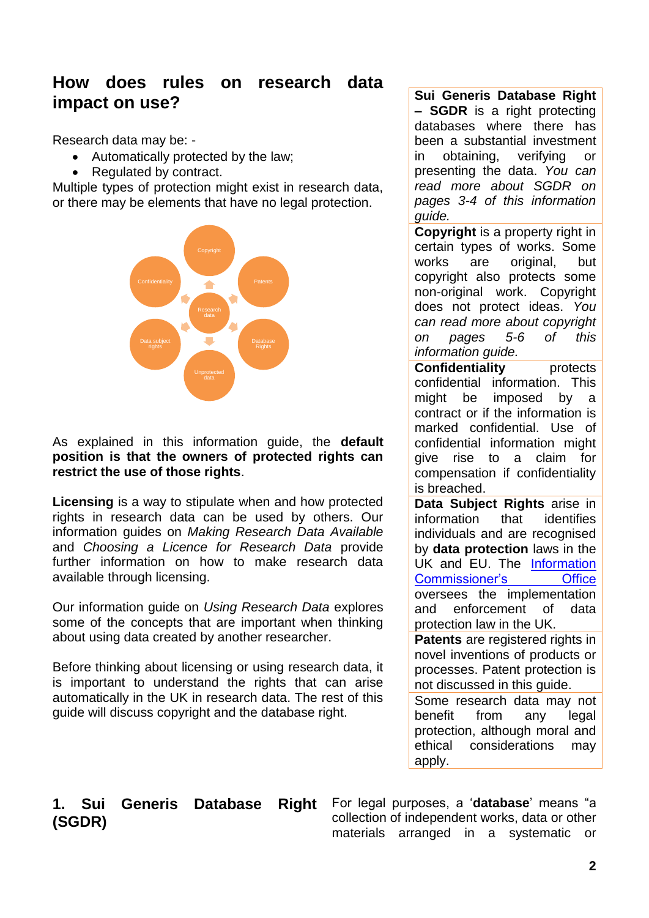## How does rules on research data impact on use?

Research data may be: -

- Automatically protected by the law;
- Regulated by contract.

Multiple types of protection might exist in research data, or there may be elements that have no legal protection.

Copyright

Confidentiality

Patents

Research data

Data subject rights

Database Rights

Unprotected data

As explained in this information guide, the **default position is that the owners of protected rights can restrict the use of those rights**.

**Licensing** is a way to stipulate when and how protected rights in research data can be used by others. Our information guides on *Making Research Data Available* and *Choosing a Licence for Research Data* provide further information on how to make research data available through licensing.

Our information guide on *Using Research Data* explores some of the concepts that are important when thinking about using data created by another researcher.

Before thinking about licensing or using research data, it is important to understand the rights that can arise automatically in the UK in research data. The rest of this guide will discuss copyright and the database right.

| |
|---|
| **Sui Generis Database Right – SGDR** is a right protecting databases where there has been a substantial investment in obtaining, verifying or presenting the data. *You can read more about SGDR on pages 3-4 of this information guide.* |
| **Copyright** is a property right in certain types of works. Some works are original, but copyright also protects some non-original work. Copyright does not protect ideas. *You can read more about copyright on pages 5-6 of this information guide.* |
| **Confidentiality** protects confidential information. This might be imposed by a contract or if the information is marked confidential. Use of confidential information might give rise to a claim for compensation if confidentiality is breached. |
| **Data Subject Rights** arise in information that identifies individuals and are recognised by **data protection** laws in the UK and EU. The [Information Commissioner's Office](#) oversees the implementation and enforcement of data protection law in the UK. |
| **Patents** are registered rights in novel inventions of products or processes. Patent protection is not discussed in this guide. |
| Some research data may not benefit from any legal protection, although moral and ethical considerations may apply. |

## 1. Sui Generis Database Right (SGDR)

For legal purposes, a '**database**' means "a collection of independent works, data or other materials arranged in a systematic or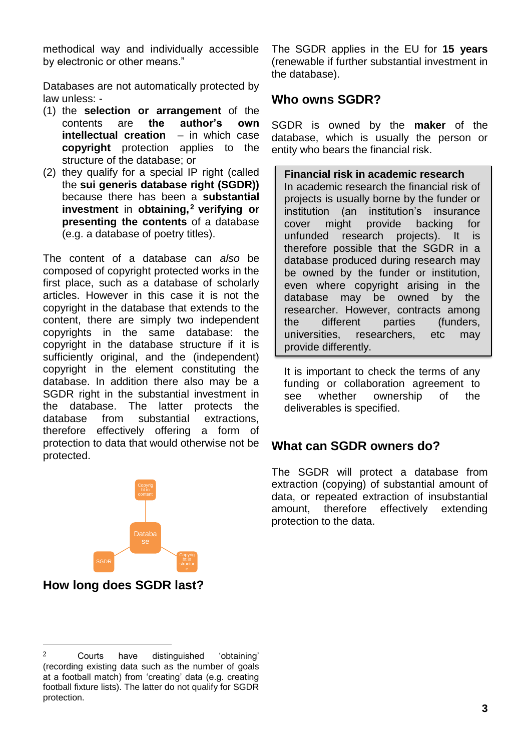methodical way and individually accessible by electronic or other means."

Databases are not automatically protected by law unless: -

(1) the **selection or arrangement** of the contents are **the author's own intellectual creation** – in which case **copyright** protection applies to the structure of the database; or
(2) they qualify for a special IP right (called the **sui generis database right (SGDR)**) because there has been a **substantial investment** in **obtaining,**[2] **verifying or presenting the contents** of a database (e.g. a database of poetry titles).

The content of a database can *also* be composed of copyright protected works in the first place, such as a database of scholarly articles. However in this case it is not the copyright in the database that extends to the content, there are simply two independent copyrights in the same database: the copyright in the database structure if it is sufficiently original, and the (independent) copyright in the element constituting the database. In addition there also may be a SGDR right in the substantial investment in the database. The latter protects the database from substantial extractions, therefore effectively offering a form of protection to data that would otherwise not be protected.

Copyright in content

Database

SGDR

Copyright in structure

## How long does SGDR last?

The SGDR applies in the EU for **15 years** (renewable if further substantial investment in the database).

## Who owns SGDR?

SGDR is owned by the **maker** of the database, which is usually the person or entity who bears the financial risk.

> **Financial risk in academic research**
> In academic research the financial risk of projects is usually borne by the funder or institution (an institution's insurance cover might provide backing for unfunded research projects). It is therefore possible that the SGDR in a database produced during research may be owned by the funder or institution, even where copyright arising in the database may be owned by the researcher. However, contracts among the different parties (funders, universities, researchers, etc may provide differently.

It is important to check the terms of any funding or collaboration agreement to see whether ownership of the deliverables is specified.

## What can SGDR owners do?

The SGDR will protect a database from extraction (copying) of substantial amount of data, or repeated extraction of insubstantial amount, therefore effectively extending protection to the data.

---

[2] Courts have distinguished 'obtaining' (recording existing data such as the number of goals at a football match) from 'creating' data (e.g. creating football fixture lists). The latter do not qualify for SGDR protection.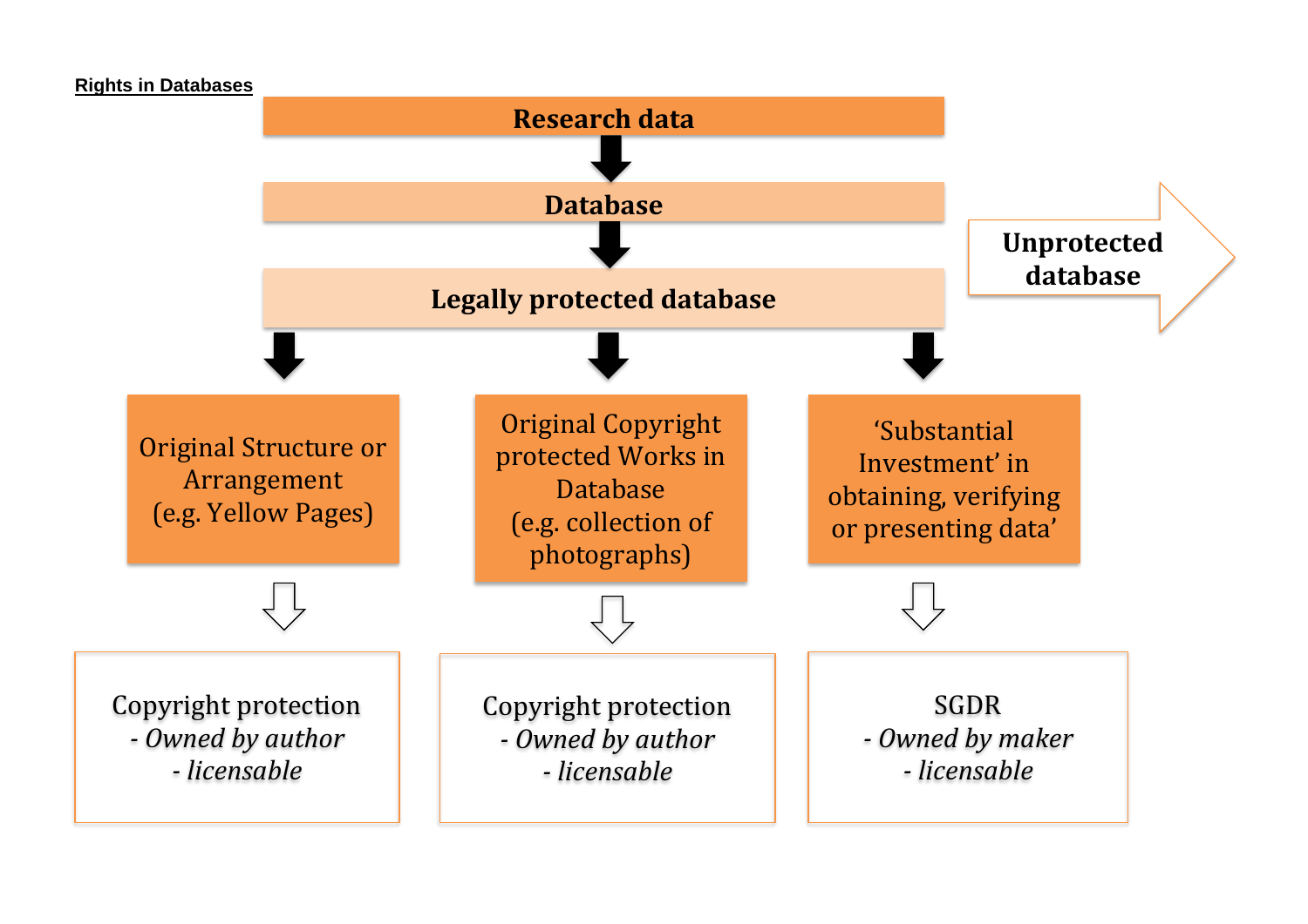**Rights in Databases**

**Research data**

↓

**Database**

↓

**Legally protected database** → **Unprotected database**

| Original Structure or Arrangement (e.g. Yellow Pages) | Original Copyright protected Works in Database (e.g. collection of photographs) | 'Substantial Investment' in obtaining, verifying or presenting data' |
|---|---|---|
| ↓ | ↓ | ↓ |
| Copyright protection<br>- *Owned by author*<br>- *licensable* | Copyright protection<br>- *Owned by author*<br>- *licensable* | SGDR<br>- *Owned by maker*<br>- *licensable* |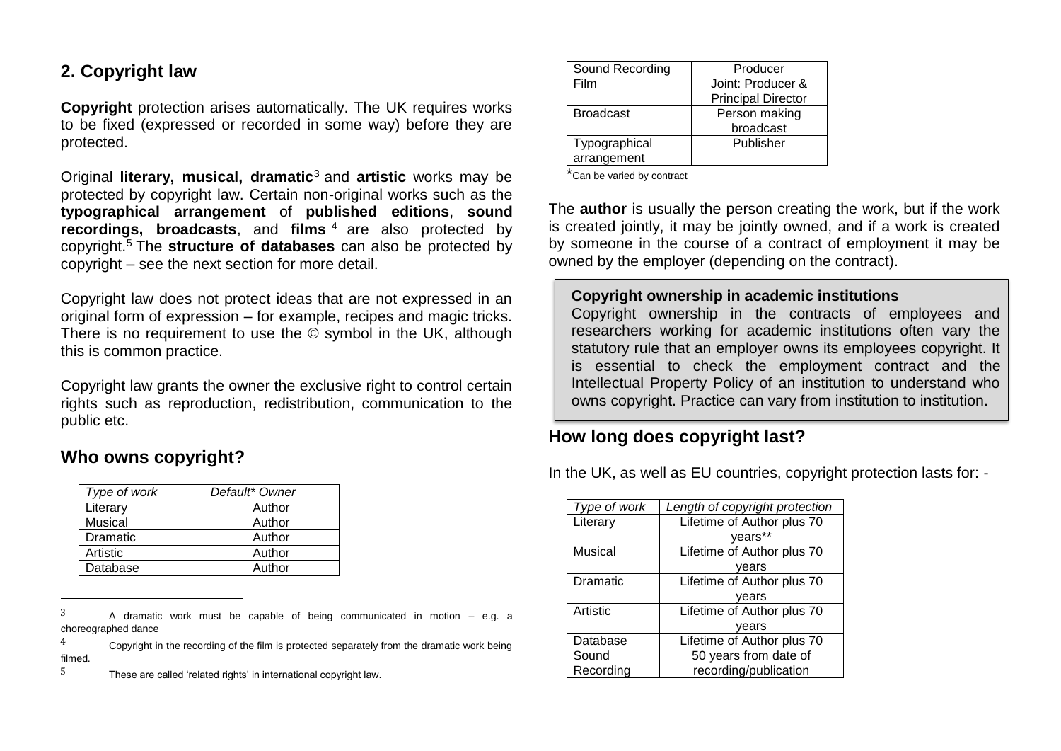## 2. Copyright law

**Copyright** protection arises automatically. The UK requires works to be fixed (expressed or recorded in some way) before they are protected.

Original **literary, musical, dramatic**[3] and **artistic** works may be protected by copyright law. Certain non-original works such as the **typographical arrangement** of **published editions**, **sound recordings, broadcasts**, and **films**[4] are also protected by copyright.[5] The **structure of databases** can also be protected by copyright – see the next section for more detail.

Copyright law does not protect ideas that are not expressed in an original form of expression – for example, recipes and magic tricks. There is no requirement to use the © symbol in the UK, although this is common practice.

Copyright law grants the owner the exclusive right to control certain rights such as reproduction, redistribution, communication to the public etc.

## Who owns copyright?

| *Type of work* | *Default\* Owner* |
|---|---|
| Literary | Author |
| Musical | Author |
| Dramatic | Author |
| Artistic | Author |
| Database | Author |
| Sound Recording | Producer |
| Film | Joint: Producer & Principal Director |
| Broadcast | Person making broadcast |
| Typographical arrangement | Publisher |

*Can be varied by contract

The **author** is usually the person creating the work, but if the work is created jointly, it may be jointly owned, and if a work is created by someone in the course of a contract of employment it may be owned by the employer (depending on the contract).

> **Copyright ownership in academic institutions**
> Copyright ownership in the contracts of employees and researchers working for academic institutions often vary the statutory rule that an employer owns its employees copyright. It is essential to check the employment contract and the Intellectual Property Policy of an institution to understand who owns copyright. Practice can vary from institution to institution.

## How long does copyright last?

In the UK, as well as EU countries, copyright protection lasts for: -

| *Type of work* | *Length of copyright protection* |
|---|---|
| Literary | Lifetime of Author plus 70 years** |
| Musical | Lifetime of Author plus 70 years |
| Dramatic | Lifetime of Author plus 70 years |
| Artistic | Lifetime of Author plus 70 years |
| Database | Lifetime of Author plus 70 |
| Sound Recording | 50 years from date of recording/publication |

---

[3] A dramatic work must be capable of being communicated in motion – e.g. a choreographed dance

[4] Copyright in the recording of the film is protected separately from the dramatic work being filmed.

[5] These are called 'related rights' in international copyright law.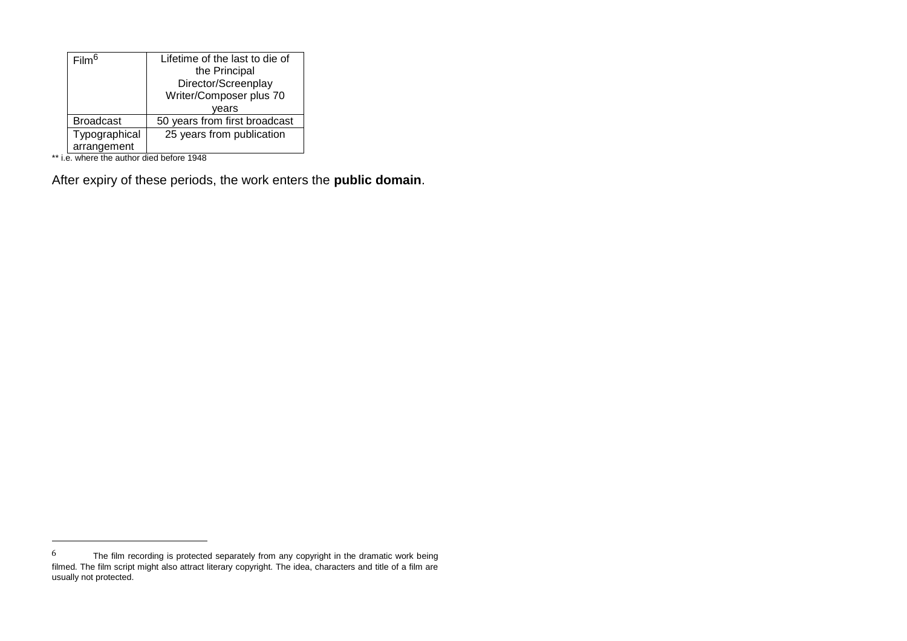| | |
|---|---|
| Film[6] | Lifetime of the last to die of the Principal Director/Screenplay Writer/Composer plus 70 years |
| Broadcast | 50 years from first broadcast |
| Typographical arrangement | 25 years from publication |

** i.e. where the author died before 1948

After expiry of these periods, the work enters the **public domain**.

---

[6] The film recording is protected separately from any copyright in the dramatic work being filmed. The film script might also attract literary copyright. The idea, characters and title of a film are usually not protected.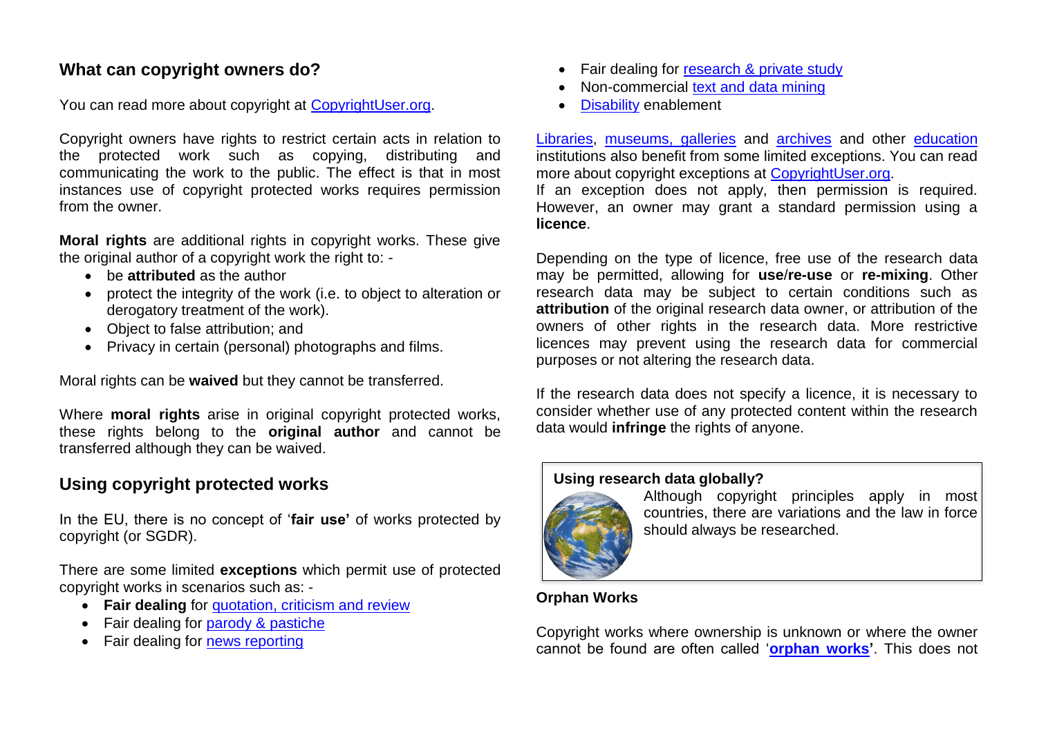## What can copyright owners do?

You can read more about copyright at CopyrightUser.org.

Copyright owners have rights to restrict certain acts in relation to the protected work such as copying, distributing and communicating the work to the public. The effect is that in most instances use of copyright protected works requires permission from the owner.

**Moral rights** are additional rights in copyright works. These give the original author of a copyright work the right to: -

- be **attributed** as the author
- protect the integrity of the work (i.e. to object to alteration or derogatory treatment of the work).
- Object to false attribution; and
- Privacy in certain (personal) photographs and films.

Moral rights can be **waived** but they cannot be transferred.

Where **moral rights** arise in original copyright protected works, these rights belong to the **original author** and cannot be transferred although they can be waived.

## Using copyright protected works

In the EU, there is no concept of '**fair use'** of works protected by copyright (or SGDR).

There are some limited **exceptions** which permit use of protected copyright works in scenarios such as: -

- **Fair dealing** for quotation, criticism and review
- Fair dealing for parody & pastiche
- Fair dealing for news reporting
- Fair dealing for research & private study
- Non-commercial text and data mining
- Disability enablement

Libraries, museums, galleries and archives and other education institutions also benefit from some limited exceptions. You can read more about copyright exceptions at CopyrightUser.org.

If an exception does not apply, then permission is required. However, an owner may grant a standard permission using a **licence**.

Depending on the type of licence, free use of the research data may be permitted, allowing for **use/re-use** or **re-mixing**. Other research data may be subject to certain conditions such as **attribution** of the original research data owner, or attribution of the owners of other rights in the research data. More restrictive licences may prevent using the research data for commercial purposes or not altering the research data.

If the research data does not specify a licence, it is necessary to consider whether use of any protected content within the research data would **infringe** the rights of anyone.

**Using research data globally?**

Although copyright principles apply in most countries, there are variations and the law in force should always be researched.

**Orphan Works**

Copyright works where ownership is unknown or where the owner cannot be found are often called '**orphan works'**. This does not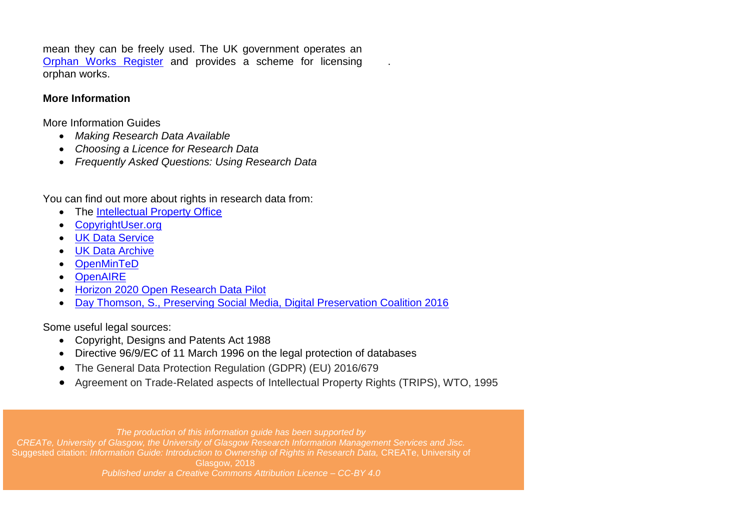mean they can be freely used. The UK government operates an [Orphan Works Register](#) and provides a scheme for licensing orphan works.

**More Information**

More Information Guides

- *Making Research Data Available*
- *Choosing a Licence for Research Data*
- *Frequently Asked Questions: Using Research Data*

You can find out more about rights in research data from:

- The [Intellectual Property Office](#)
- [CopyrightUser.org](#)
- [UK Data Service](#)
- [UK Data Archive](#)
- [OpenMinTeD](#)
- [OpenAIRE](#)
- [Horizon 2020 Open Research Data Pilot](#)
- [Day Thomson, S., Preserving Social Media, Digital Preservation Coalition 2016](#)

Some useful legal sources:

- Copyright, Designs and Patents Act 1988
- Directive 96/9/EC of 11 March 1996 on the legal protection of databases
- The General Data Protection Regulation (GDPR) (EU) 2016/679
- Agreement on Trade-Related aspects of Intellectual Property Rights (TRIPS), WTO, 1995

*The production of this information guide has been supported by CREATe, University of Glasgow, the University of Glasgow Research Information Management Services and Jisc.*
Suggested citation: *Information Guide: Introduction to Ownership of Rights in Research Data,* CREATe, University of Glasgow, 2018
*Published under a Creative Commons Attribution Licence – CC-BY 4.0*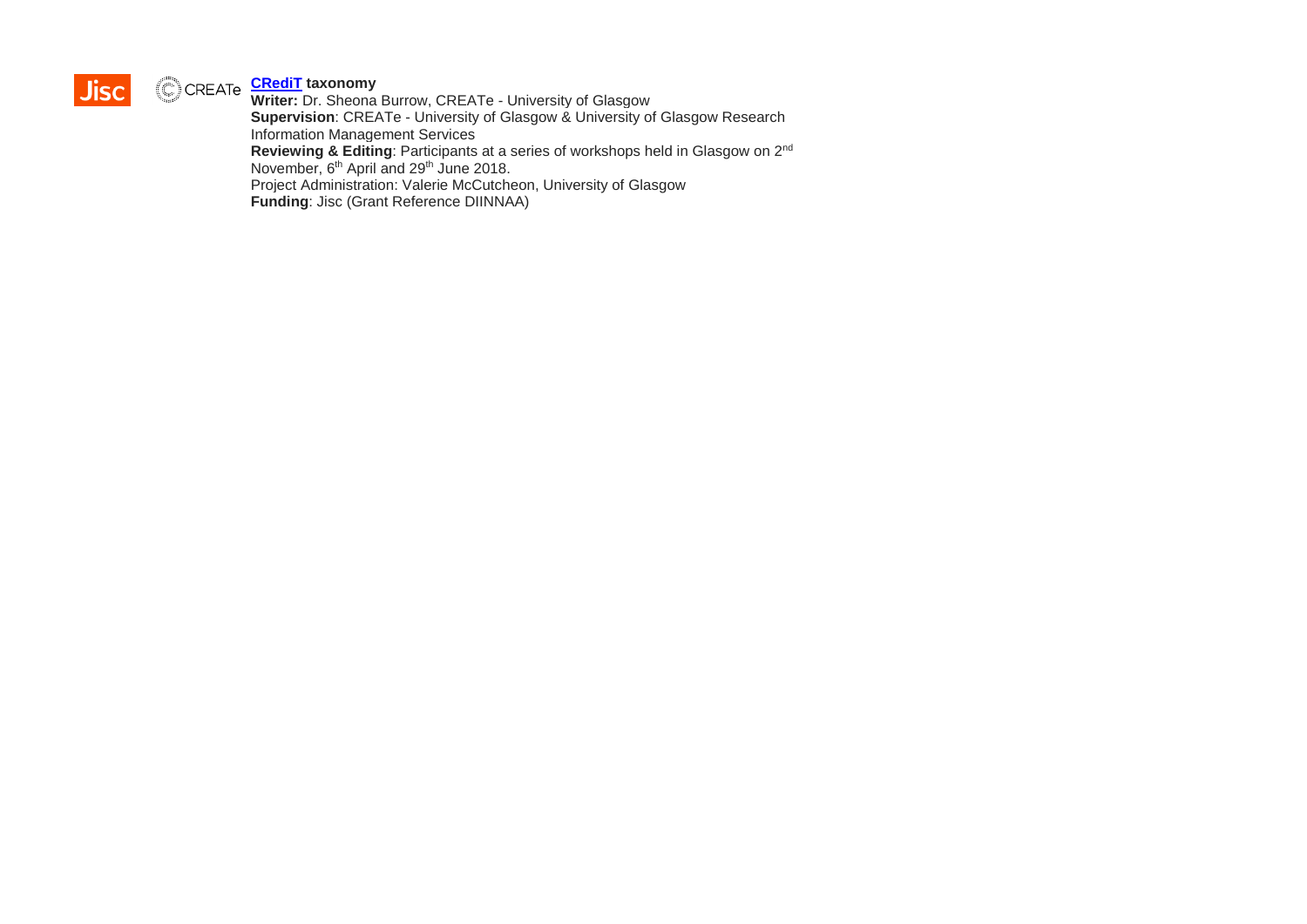**[CRediT](#) taxonomy**

**Writer:** Dr. Sheona Burrow, CREATe - University of Glasgow
**Supervision**: CREATe - University of Glasgow & University of Glasgow Research Information Management Services
**Reviewing & Editing**: Participants at a series of workshops held in Glasgow on 2nd November, 6th April and 29th June 2018.
Project Administration: Valerie McCutcheon, University of Glasgow
**Funding**: Jisc (Grant Reference DIINNAA)